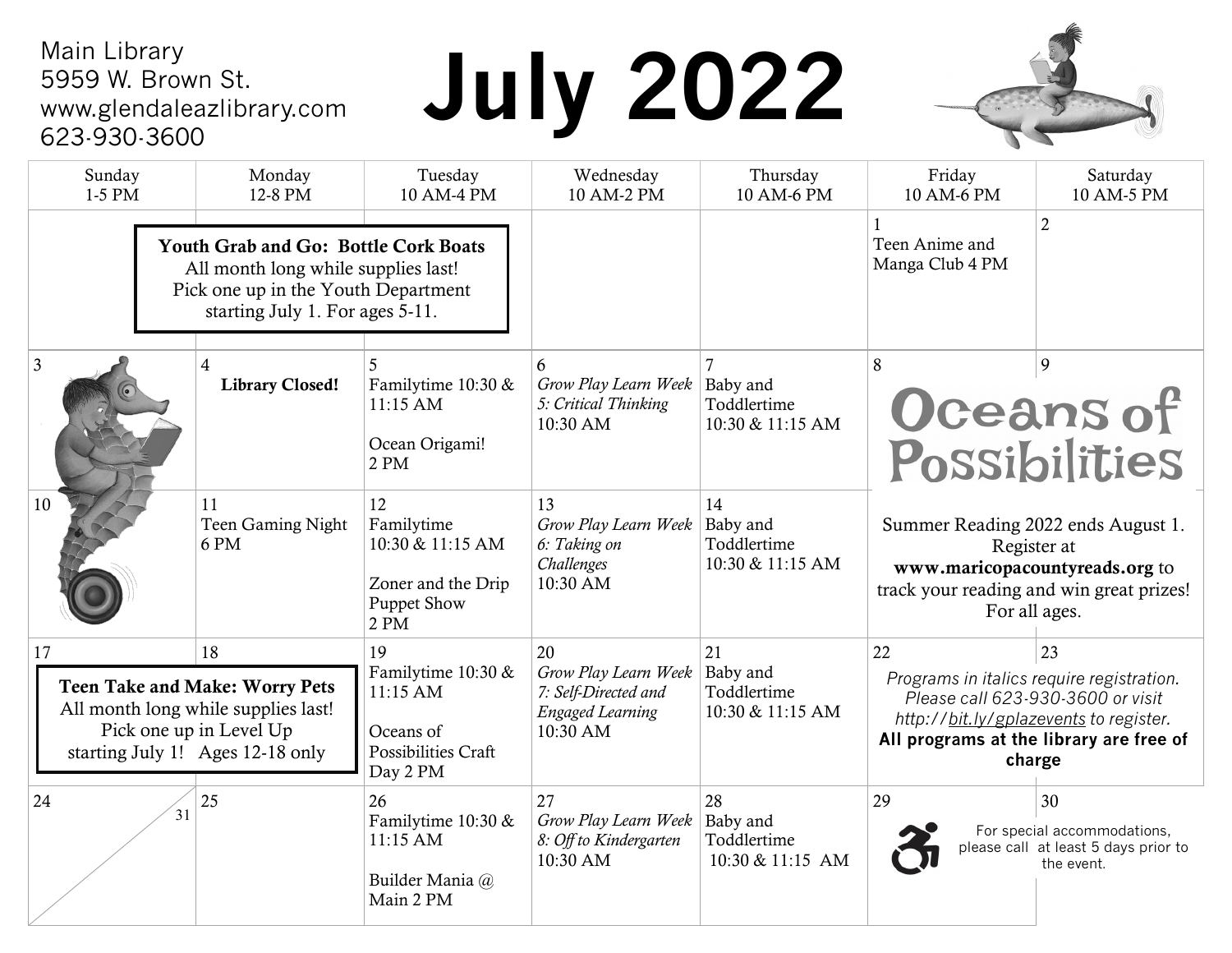Main Library
5959 W. Brown St.
www.glendaleazlibrary.com
623-930-3600

# July 2022

| Sunday 1-5 PM | Monday 12-8 PM | Tuesday 10 AM-4 PM | Wednesday 10 AM-2 PM | Thursday 10 AM-6 PM | Friday 10 AM-6 PM | Saturday 10 AM-5 PM |
|---|---|---|---|---|---|---|
| | | | | | 1 Teen Anime and Manga Club 4 PM | 2 |
| 3 | 4 **Library Closed!** | 5 Familytime 10:30 & 11:15 AM<br><br>Ocean Origami! 2 PM | 6 *Grow Play Learn Week 5: Critical Thinking* 10:30 AM | 7 Baby and Toddlertime 10:30 & 11:15 AM | 8 | 9 |
| 10 | 11 Teen Gaming Night 6 PM | 12 Familytime 10:30 & 11:15 AM<br><br>Zoner and the Drip Puppet Show 2 PM | 13 *Grow Play Learn Week 6: Taking on Challenges* 10:30 AM | 14 Baby and Toddlertime 10:30 & 11:15 AM | | |
| 17 | 18 | 19 Familytime 10:30 & 11:15 AM<br><br>Oceans of Possibilities Craft Day 2 PM | 20 *Grow Play Learn Week 7: Self-Directed and Engaged Learning* 10:30 AM | 21 Baby and Toddlertime 10:30 & 11:15 AM | 22 | 23 |
| 24 / 31 | 25 | 26 Familytime 10:30 & 11:15 AM<br><br>Builder Mania @ Main 2 PM | 27 *Grow Play Learn Week 8: Off to Kindergarten* 10:30 AM | 28 Baby and Toddlertime 10:30 & 11:15 AM | 29 | 30 |

**Youth Grab and Go: Bottle Cork Boats**
All month long while supplies last!
Pick one up in the Youth Department starting July 1. For ages 5-11.

**Teen Take and Make: Worry Pets**
All month long while supplies last!
Pick one up in Level Up starting July 1! Ages 12-18 only

## Oceans of Possibilities

Summer Reading 2022 ends August 1. Register at **www.maricopacountyreads.org** to track your reading and win great prizes! For all ages.

*Programs in italics require registration. Please call 623-930-3600 or visit http://bit.ly/gplazevents to register.*
**All programs at the library are free of charge**

For special accommodations, please call at least 5 days prior to the event.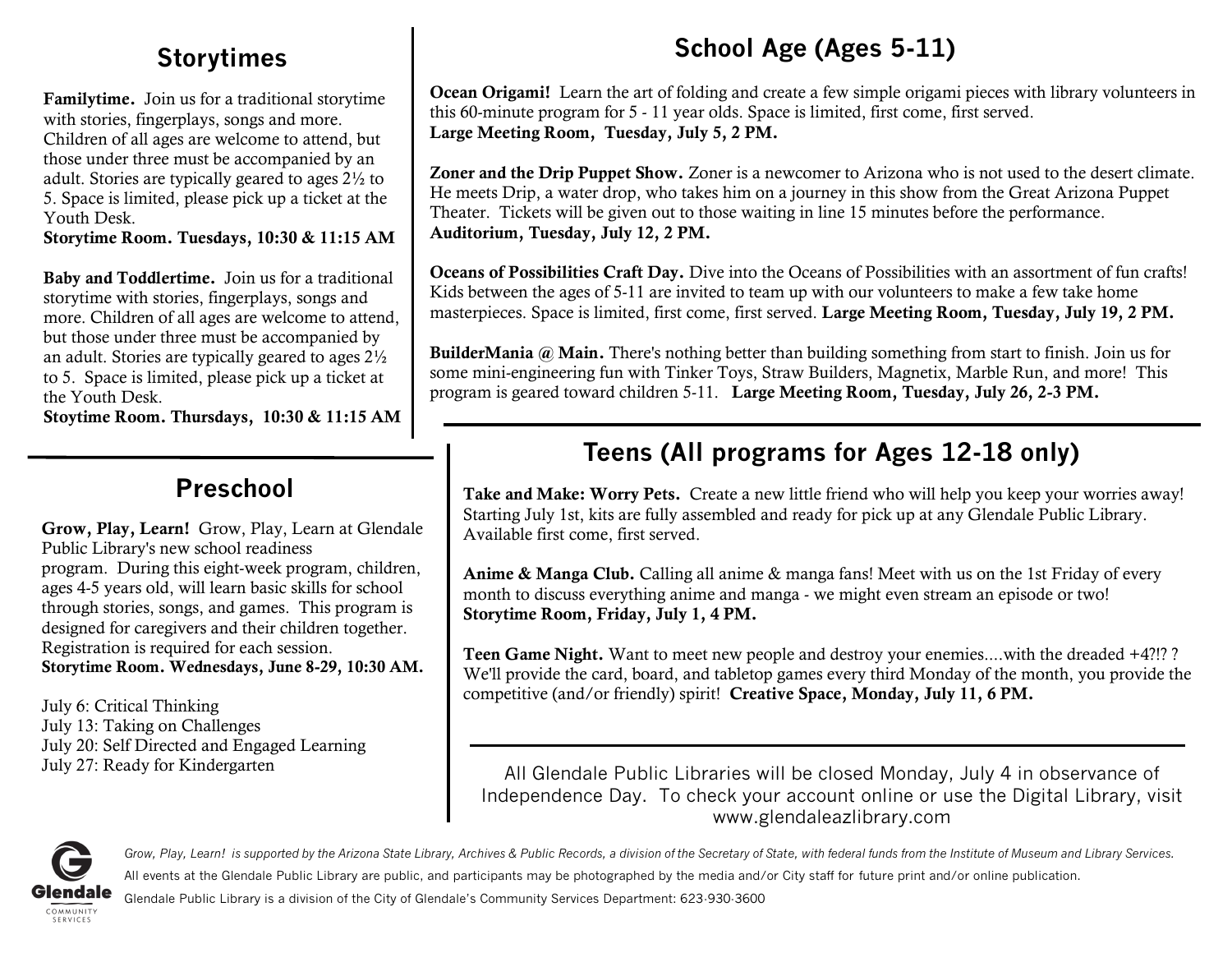## Storytimes

**Familytime.** Join us for a traditional storytime with stories, fingerplays, songs and more. Children of all ages are welcome to attend, but those under three must be accompanied by an adult. Stories are typically geared to ages 2½ to 5. Space is limited, please pick up a ticket at the Youth Desk.
**Storytime Room. Tuesdays, 10:30 & 11:15 AM**

**Baby and Toddlertime.** Join us for a traditional storytime with stories, fingerplays, songs and more. Children of all ages are welcome to attend, but those under three must be accompanied by an adult. Stories are typically geared to ages 2½ to 5. Space is limited, please pick up a ticket at the Youth Desk.
**Stoytime Room. Thursdays, 10:30 & 11:15 AM**

## Preschool

**Grow, Play, Learn!** Grow, Play, Learn at Glendale Public Library's new school readiness program. During this eight-week program, children, ages 4-5 years old, will learn basic skills for school through stories, songs, and games. This program is designed for caregivers and their children together. Registration is required for each session.
**Storytime Room. Wednesdays, June 8-29, 10:30 AM.**

July 6: Critical Thinking
July 13: Taking on Challenges
July 20: Self Directed and Engaged Learning
July 27: Ready for Kindergarten

## School Age (Ages 5-11)

**Ocean Origami!** Learn the art of folding and create a few simple origami pieces with library volunteers in this 60-minute program for 5 - 11 year olds. Space is limited, first come, first served.
**Large Meeting Room, Tuesday, July 5, 2 PM.**

**Zoner and the Drip Puppet Show.** Zoner is a newcomer to Arizona who is not used to the desert climate. He meets Drip, a water drop, who takes him on a journey in this show from the Great Arizona Puppet Theater. Tickets will be given out to those waiting in line 15 minutes before the performance.
**Auditorium, Tuesday, July 12, 2 PM.**

**Oceans of Possibilities Craft Day.** Dive into the Oceans of Possibilities with an assortment of fun crafts! Kids between the ages of 5-11 are invited to team up with our volunteers to make a few take home masterpieces. Space is limited, first come, first served. **Large Meeting Room, Tuesday, July 19, 2 PM.**

**BuilderMania @ Main.** There's nothing better than building something from start to finish. Join us for some mini-engineering fun with Tinker Toys, Straw Builders, Magnetix, Marble Run, and more! This program is geared toward children 5-11. **Large Meeting Room, Tuesday, July 26, 2-3 PM.**

## Teens (All programs for Ages 12-18 only)

**Take and Make: Worry Pets.** Create a new little friend who will help you keep your worries away! Starting July 1st, kits are fully assembled and ready for pick up at any Glendale Public Library. Available first come, first served.

**Anime & Manga Club.** Calling all anime & manga fans! Meet with us on the 1st Friday of every month to discuss everything anime and manga - we might even stream an episode or two!
**Storytime Room, Friday, July 1, 4 PM.**

**Teen Game Night.** Want to meet new people and destroy your enemies....with the dreaded +4?!? ? We'll provide the card, board, and tabletop games every third Monday of the month, you provide the competitive (and/or friendly) spirit! **Creative Space, Monday, July 11, 6 PM.**

All Glendale Public Libraries will be closed Monday, July 4 in observance of Independence Day. To check your account online or use the Digital Library, visit www.glendaleazlibrary.com

Glendale COMMUNITY SERVICES

*Grow, Play, Learn! is supported by the Arizona State Library, Archives & Public Records, a division of the Secretary of State, with federal funds from the Institute of Museum and Library Services.*

All events at the Glendale Public Library are public, and participants may be photographed by the media and/or City staff for future print and/or online publication.

Glendale Public Library is a division of the City of Glendale's Community Services Department: 623-930-3600